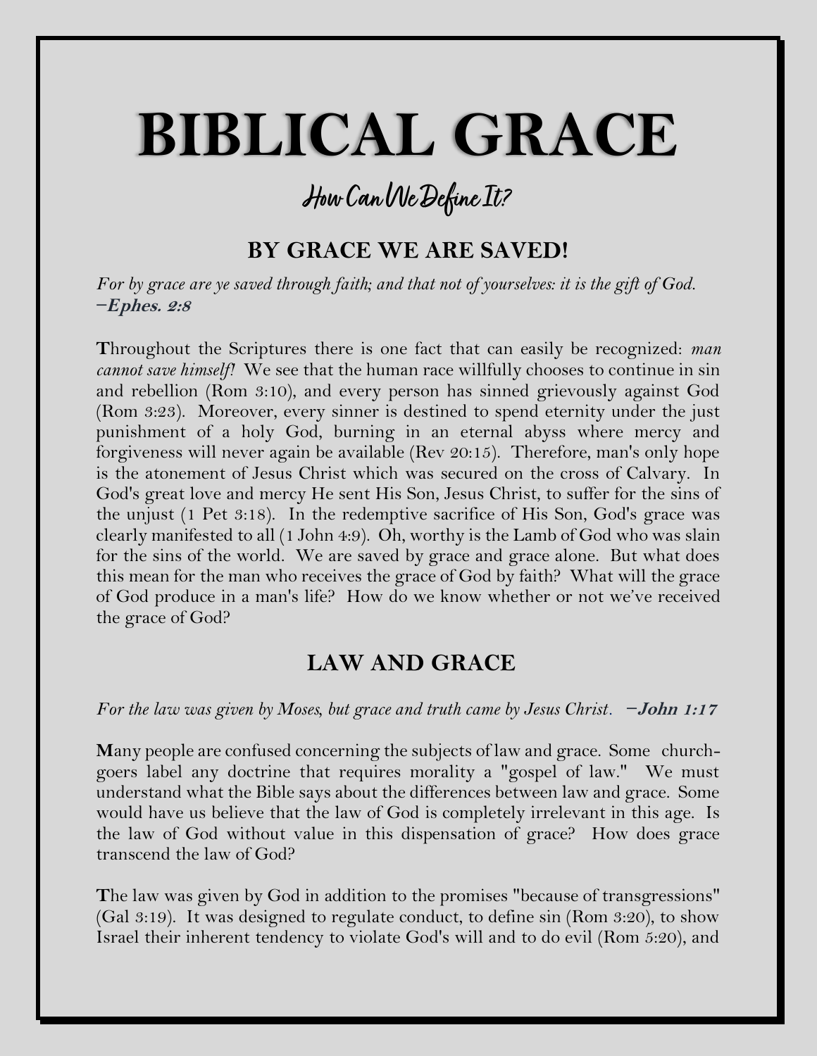# BIBLICAL GRACE

*How Can We Define It?*

## BY GRACE WE ARE SAVED!

*For by grace are ye saved through faith; and that not of yourselves: it is the gift of God.* **–Ephes. 2:8**

**T**hroughout the Scriptures there is one fact that can easily be recognized: *man cannot save himself!* We see that the human race willfully chooses to continue in sin and rebellion (Rom 3:10), and every person has sinned grievously against God (Rom 3:23). Moreover, every sinner is destined to spend eternity under the just punishment of a holy God, burning in an eternal abyss where mercy and forgiveness will never again be available (Rev 20:15). Therefore, man's only hope is the atonement of Jesus Christ which was secured on the cross of Calvary. In God's great love and mercy He sent His Son, Jesus Christ, to suffer for the sins of the unjust (1 Pet 3:18). In the redemptive sacrifice of His Son, God's grace was clearly manifested to all (1 John 4:9). Oh, worthy is the Lamb of God who was slain for the sins of the world. We are saved by grace and grace alone. But what does this mean for the man who receives the grace of God by faith? What will the grace of God produce in a man's life? How do we know whether or not we've received the grace of God?

## LAW AND GRACE

*For the law was given by Moses, but grace and truth came by Jesus Christ.* **–John 1:17**

**M**any people are confused concerning the subjects of law and grace. Some church-goers label any doctrine that requires morality a "gospel of law." We must understand what the Bible says about the differences between law and grace. Some would have us believe that the law of God is completely irrelevant in this age. Is the law of God without value in this dispensation of grace? How does grace transcend the law of God?

**T**he law was given by God in addition to the promises "because of transgressions" (Gal 3:19). It was designed to regulate conduct, to define sin (Rom 3:20), to show Israel their inherent tendency to violate God's will and to do evil (Rom 5:20), and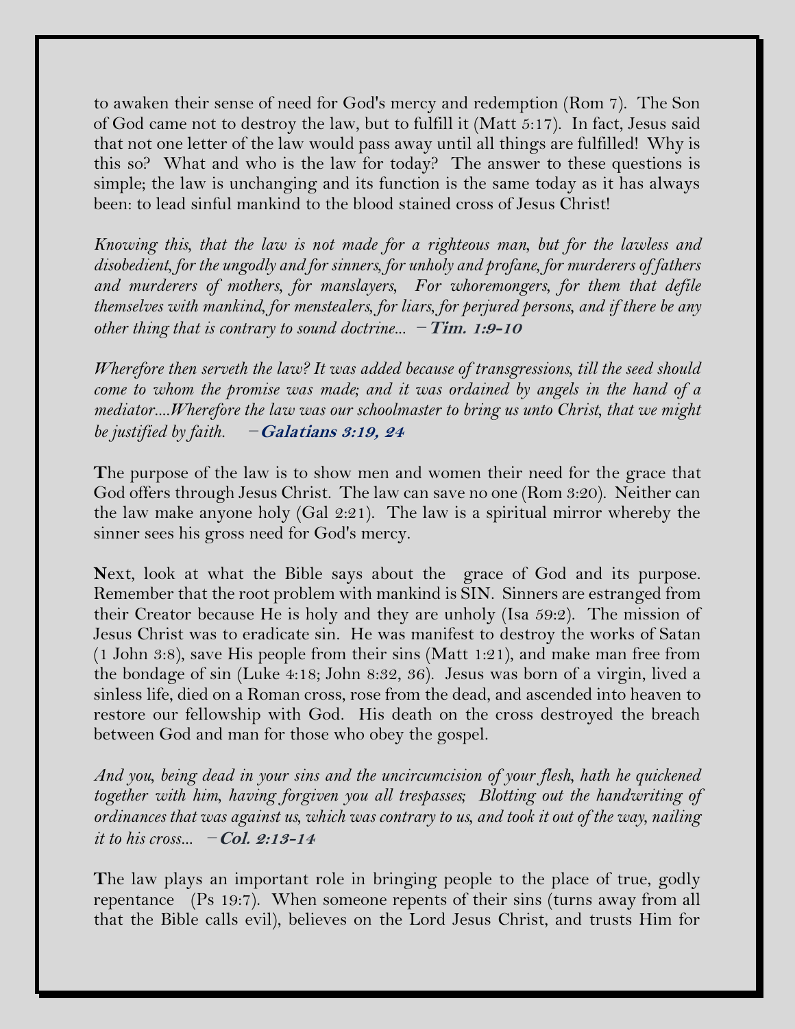to awaken their sense of need for God's mercy and redemption (Rom 7). The Son of God came not to destroy the law, but to fulfill it (Matt 5:17). In fact, Jesus said that not one letter of the law would pass away until all things are fulfilled! Why is this so? What and who is the law for today? The answer to these questions is simple; the law is unchanging and its function is the same today as it has always been: to lead sinful mankind to the blood stained cross of Jesus Christ!

*Knowing this, that the law is not made for a righteous man, but for the lawless and disobedient, for the ungodly and for sinners, for unholy and profane, for murderers of fathers and murderers of mothers, for manslayers, For whoremongers, for them that defile themselves with mankind, for menstealers, for liars, for perjured persons, and if there be any other thing that is contrary to sound doctrine...* — **Tim. 1:9-10**

*Wherefore then serveth the law? It was added because of transgressions, till the seed should come to whom the promise was made; and it was ordained by angels in the hand of a mediator....Wherefore the law was our schoolmaster to bring us unto Christ, that we might be justified by faith.* — **Galatians 3:19, 24**

**T**he purpose of the law is to show men and women their need for the grace that God offers through Jesus Christ. The law can save no one (Rom 3:20). Neither can the law make anyone holy (Gal 2:21). The law is a spiritual mirror whereby the sinner sees his gross need for God's mercy.

**N**ext, look at what the Bible says about the grace of God and its purpose. Remember that the root problem with mankind is SIN. Sinners are estranged from their Creator because He is holy and they are unholy (Isa 59:2). The mission of Jesus Christ was to eradicate sin. He was manifest to destroy the works of Satan (1 John 3:8), save His people from their sins (Matt 1:21), and make man free from the bondage of sin (Luke 4:18; John 8:32, 36). Jesus was born of a virgin, lived a sinless life, died on a Roman cross, rose from the dead, and ascended into heaven to restore our fellowship with God. His death on the cross destroyed the breach between God and man for those who obey the gospel.

*And you, being dead in your sins and the uncircumcision of your flesh, hath he quickened together with him, having forgiven you all trespasses; Blotting out the handwriting of ordinances that was against us, which was contrary to us, and took it out of the way, nailing it to his cross...* — **Col. 2:13-14**

**T**he law plays an important role in bringing people to the place of true, godly repentance (Ps 19:7). When someone repents of their sins (turns away from all that the Bible calls evil), believes on the Lord Jesus Christ, and trusts Him for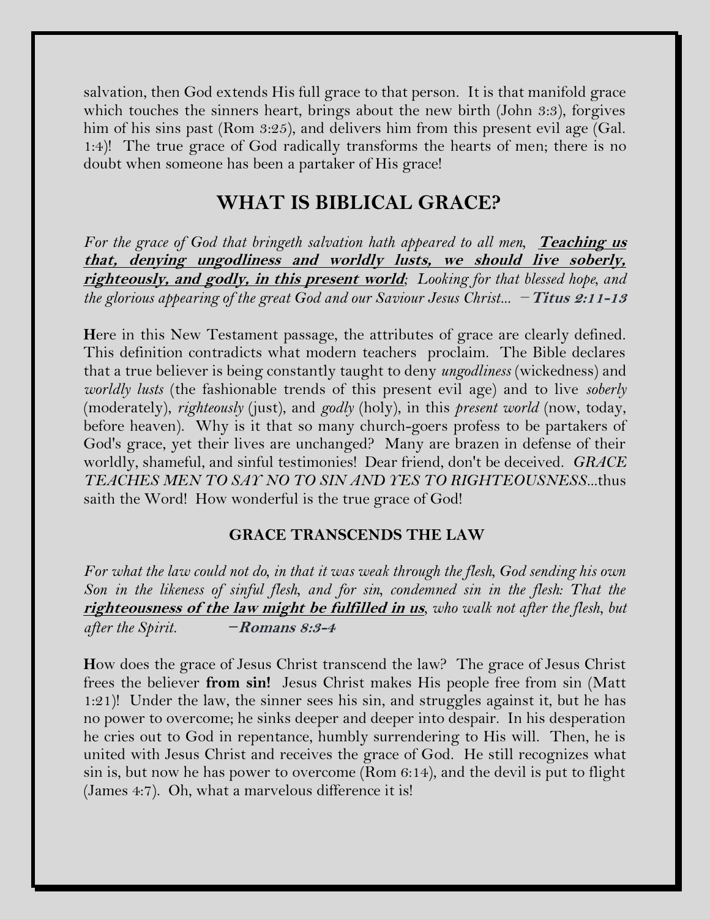salvation, then God extends His full grace to that person. It is that manifold grace which touches the sinners heart, brings about the new birth (John 3:3), forgives him of his sins past (Rom 3:25), and delivers him from this present evil age (Gal. 1:4)! The true grace of God radically transforms the hearts of men; there is no doubt when someone has been a partaker of His grace!

## WHAT IS BIBLICAL GRACE?

*For the grace of God that bringeth salvation hath appeared to all men,* ***Teaching us that, denying ungodliness and worldly lusts, we should live soberly, righteously, and godly, in this present world****; Looking for that blessed hope, and the glorious appearing of the great God and our Saviour Jesus Christ...* **–Titus 2:11-13**

**H**ere in this New Testament passage, the attributes of grace are clearly defined. This definition contradicts what modern teachers proclaim. The Bible declares that a true believer is being constantly taught to deny *ungodliness* (wickedness) and *worldly lusts* (the fashionable trends of this present evil age) and to live *soberly* (moderately), *righteously* (just), and *godly* (holy), in this *present world* (now, today, before heaven). Why is it that so many church-goers profess to be partakers of God's grace, yet their lives are unchanged? Many are brazen in defense of their worldly, shameful, and sinful testimonies! Dear friend, don't be deceived. *GRACE TEACHES MEN TO SAY NO TO SIN AND YES TO RIGHTEOUSNESS*...thus saith the Word! How wonderful is the true grace of God!

### GRACE TRANSCENDS THE LAW

*For what the law could not do, in that it was weak through the flesh, God sending his own Son in the likeness of sinful flesh, and for sin, condemned sin in the flesh: That the* ***righteousness of the law might be fulfilled in us****, who walk not after the flesh, but after the Spirit.* **–Romans 8:3-4**

**H**ow does the grace of Jesus Christ transcend the law? The grace of Jesus Christ frees the believer **from sin!** Jesus Christ makes His people free from sin (Matt 1:21)! Under the law, the sinner sees his sin, and struggles against it, but he has no power to overcome; he sinks deeper and deeper into despair. In his desperation he cries out to God in repentance, humbly surrendering to His will. Then, he is united with Jesus Christ and receives the grace of God. He still recognizes what sin is, but now he has power to overcome (Rom 6:14), and the devil is put to flight (James 4:7). Oh, what a marvelous difference it is!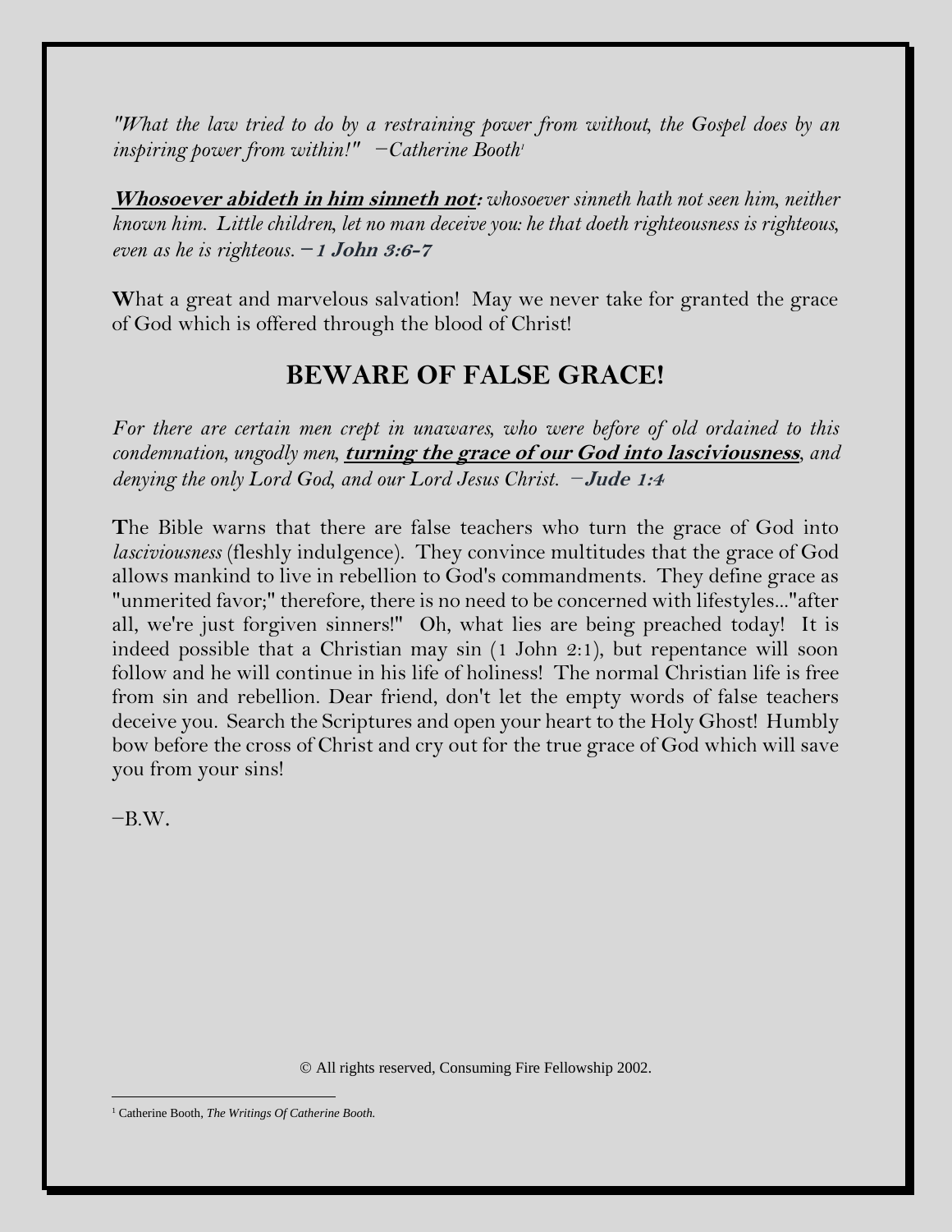*"What the law tried to do by a restraining power from without, the Gospel does by an inspiring power from within!"* *—Catherine Booth*[1]

***Whosoever abideth in him sinneth not:*** *whosoever sinneth hath not seen him, neither known him. Little children, let no man deceive you: he that doeth righteousness is righteous, even as he is righteous.* ***—1 John 3:6-7***

**W**hat a great and marvelous salvation! May we never take for granted the grace of God which is offered through the blood of Christ!

## BEWARE OF FALSE GRACE!

*For there are certain men crept in unawares, who were before of old ordained to this condemnation, ungodly men,* ***turning the grace of our God into lasciviousness****, and denying the only Lord God, and our Lord Jesus Christ.* ***—Jude 1:4***

**T**he Bible warns that there are false teachers who turn the grace of God into *lasciviousness* (fleshly indulgence). They convince multitudes that the grace of God allows mankind to live in rebellion to God's commandments. They define grace as "unmerited favor;" therefore, there is no need to be concerned with lifestyles..."after all, we're just forgiven sinners!" Oh, what lies are being preached today! It is indeed possible that a Christian may sin (1 John 2:1), but repentance will soon follow and he will continue in his life of holiness! The normal Christian life is free from sin and rebellion. Dear friend, don't let the empty words of false teachers deceive you. Search the Scriptures and open your heart to the Holy Ghost! Humbly bow before the cross of Christ and cry out for the true grace of God which will save you from your sins!

—B.W.

© All rights reserved, Consuming Fire Fellowship 2002.

[1] Catherine Booth, *The Writings Of Catherine Booth.*